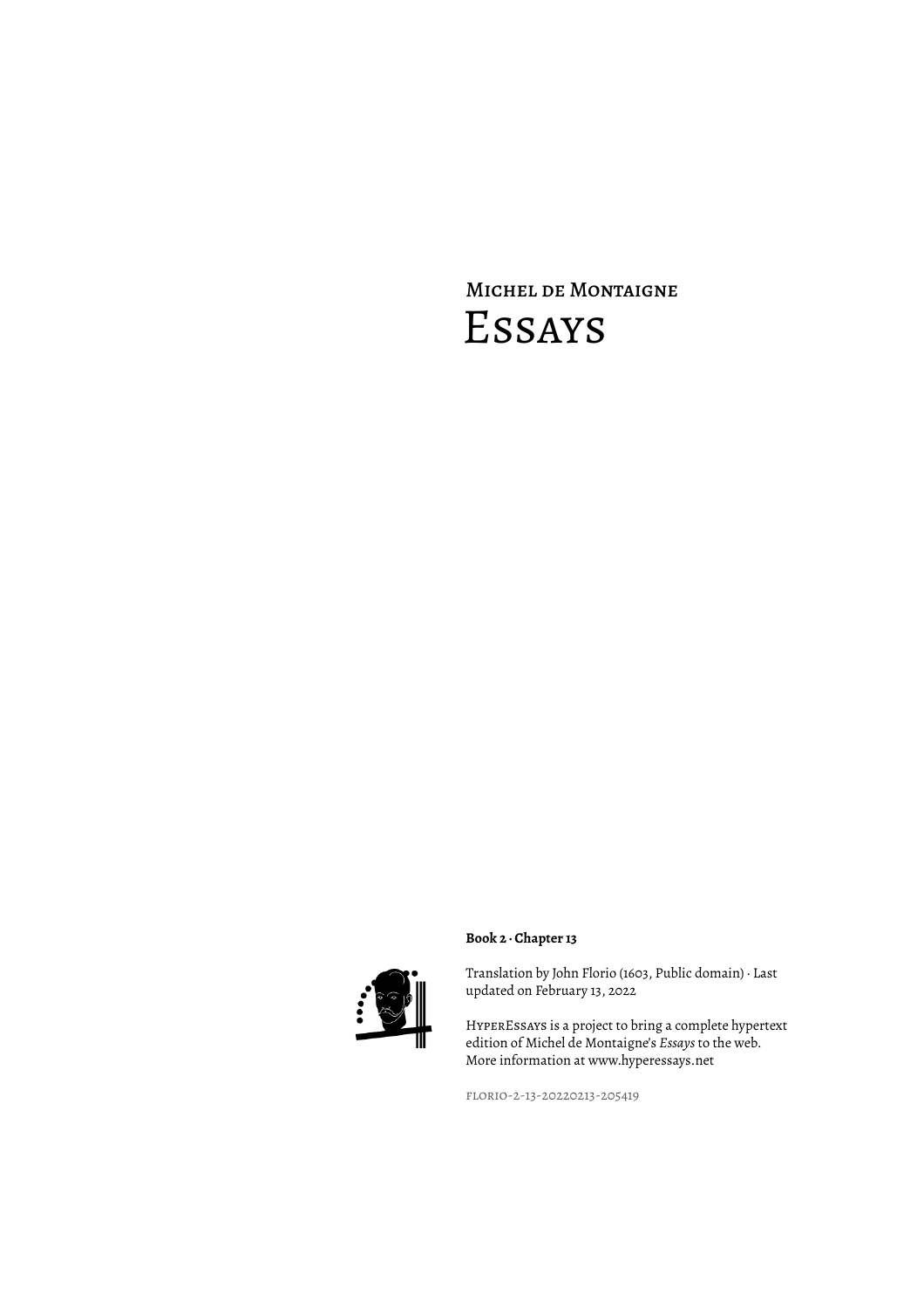# Michel de Montaigne
# Essays

**Book 2 · Chapter 13**

Translation by John Florio (1603, Public domain) · Last updated on February 13, 2022

HyperEssays is a project to bring a complete hypertext edition of Michel de Montaigne's *Essays* to the web. More information at www.hyperessays.net

florio-2-13-20220213-205419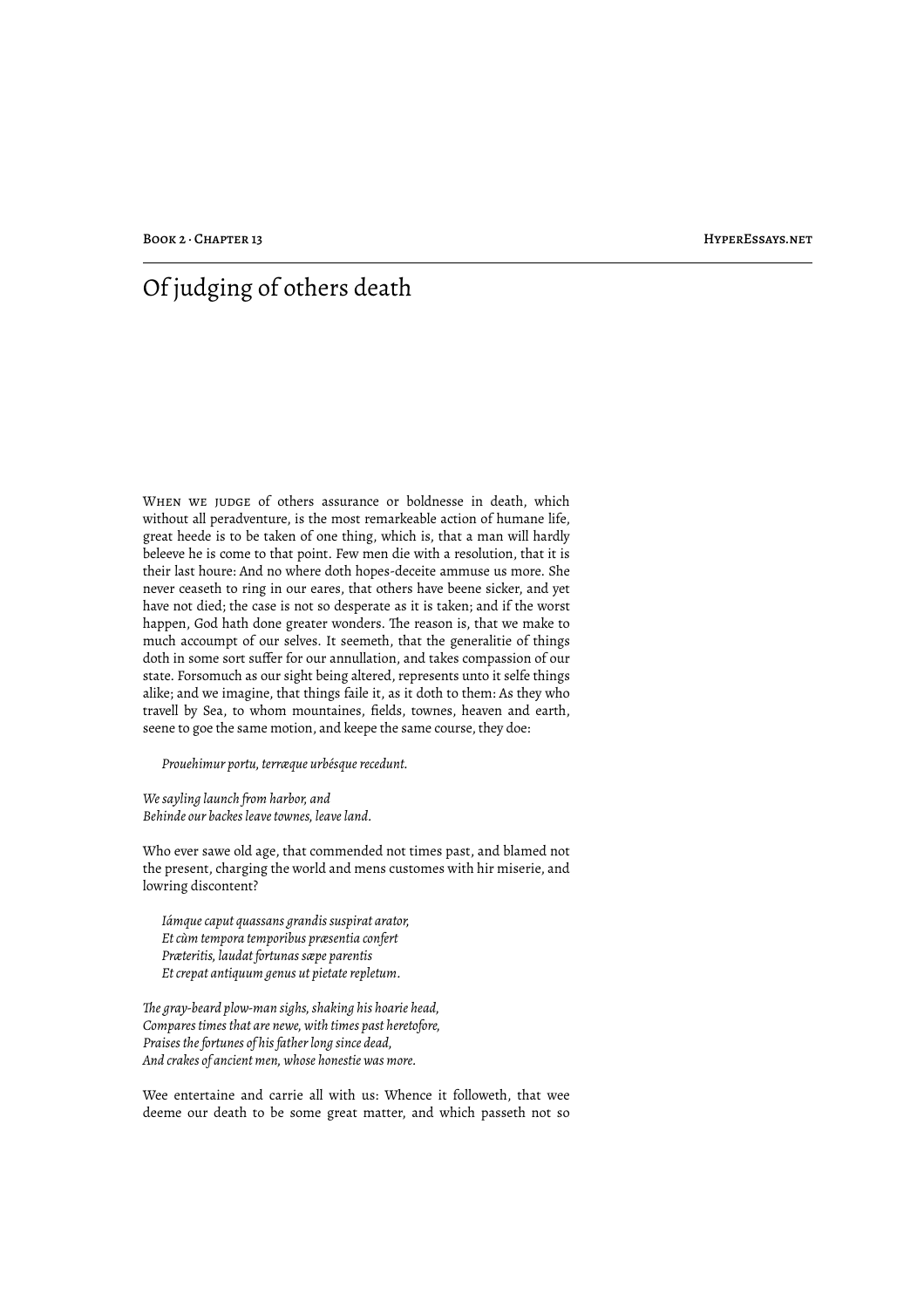# Of judging of others death

When we judge of others assurance or boldnesse in death, which without all peradventure, is the most remarkeable action of humane life, great heede is to be taken of one thing, which is, that a man will hardly beleeve he is come to that point. Few men die with a resolution, that it is their last houre: And no where doth hopes-deceite ammuse us more. She never ceaseth to ring in our eares, that others have beene sicker, and yet have not died; the case is not so desperate as it is taken; and if the worst happen, God hath done greater wonders. The reason is, that we make to much accoumpt of our selves. It seemeth, that the generalitie of things doth in some sort suffer for our annullation, and takes compassion of our state. Forsomuch as our sight being altered, represents unto it selfe things alike; and we imagine, that things faile it, as it doth to them: As they who travell by Sea, to whom mountaines, fields, townes, heaven and earth, seene to goe the same motion, and keepe the same course, they doe:

> *Prouehimur portu, terræque urbésque recedunt.*

*We sayling launch from harbor, and*
*Behinde our backes leave townes, leave land.*

Who ever sawe old age, that commended not times past, and blamed not the present, charging the world and mens customes with hir miserie, and lowring discontent?

> *Iámque caput quassans grandis suspirat arator,*
> *Et cùm tempora temporibus præsentia confert*
> *Præteritis, laudat fortunas sæpe parentis*
> *Et crepat antiquum genus ut pietate repletum.*

*The gray-beard plow-man sighs, shaking his hoarie head,*
*Compares times that are newe, with times past heretofore,*
*Praises the fortunes of his father long since dead,*
*And crakes of ancient men, whose honestie was more.*

Wee entertaine and carrie all with us: Whence it followeth, that wee deeme our death to be some great matter, and which passeth not so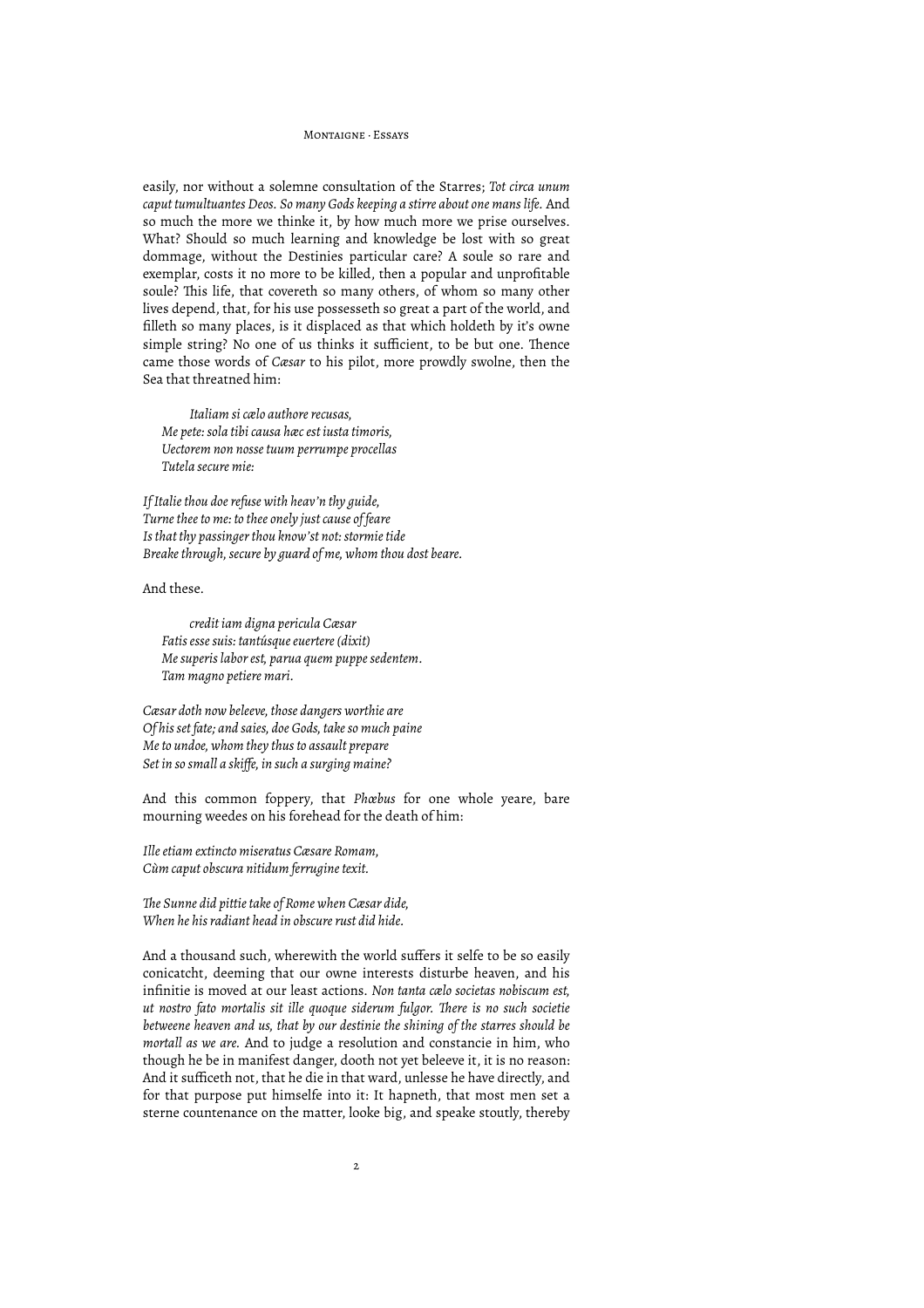easily, nor without a solemne consultation of the Starres; *Tot circa unum caput tumultuantes Deos. So many Gods keeping a stirre about one mans life.* And so much the more we thinke it, by how much more we prise ourselves. What? Should so much learning and knowledge be lost with so great dommage, without the Destinies particular care? A soule so rare and exemplar, costs it no more to be killed, then a popular and unprofitable soule? This life, that covereth so many others, of whom so many other lives depend, that, for his use possesseth so great a part of the world, and filleth so many places, is it displaced as that which holdeth by it's owne simple string? No one of us thinks it sufficient, to be but one. Thence came those words of *Cæsar* to his pilot, more prowdly swolne, then the Sea that threatned him:

> *Italiam si cælo authore recusas,*
> *Me pete: sola tibi causa hæc est iusta timoris,*
> *Uectorem non nosse tuum perrumpe procellas*
> *Tutela secure mie:*

*If Italie thou doe refuse with heav'n thy guide,*
*Turne thee to me: to thee onely just cause of feare*
*Is that thy passinger thou know'st not: stormie tide*
*Breake through, secure by guard of me, whom thou dost beare.*

And these.

> *credit iam digna pericula Cæsar*
> *Fatis esse suis: tantúsque euertere (dixit)*
> *Me superis labor est, parua quem puppe sedentem.*
> *Tam magno petiere mari.*

*Cæsar doth now beleeve, those dangers worthie are*
*Of his set fate; and saies, doe Gods, take so much paine*
*Me to undoe, whom they thus to assault prepare*
*Set in so small a skiffe, in such a surging maine?*

And this common foppery, that *Phœbus* for one whole yeare, bare mourning weedes on his forehead for the death of him:

*Ille etiam extincto miseratus Cæsare Romam,*
*Cùm caput obscura nitidum ferrugine texit.*

*The Sunne did pittie take of Rome when Cæsar dide,*
*When he his radiant head in obscure rust did hide.*

And a thousand such, wherewith the world suffers it selfe to be so easily conicatcht, deeming that our owne interests disturbe heaven, and his infinitie is moved at our least actions. *Non tanta cælo societas nobiscum est, ut nostro fato mortalis sit ille quoque siderum fulgor. There is no such societie betweene heaven and us, that by our destinie the shining of the starres should be mortall as we are.* And to judge a resolution and constancie in him, who though he be in manifest danger, dooth not yet beleeve it, it is no reason: And it sufficeth not, that he die in that ward, unlesse he have directly, and for that purpose put himselfe into it: It hapneth, that most men set a sterne countenance on the matter, looke big, and speake stoutly, thereby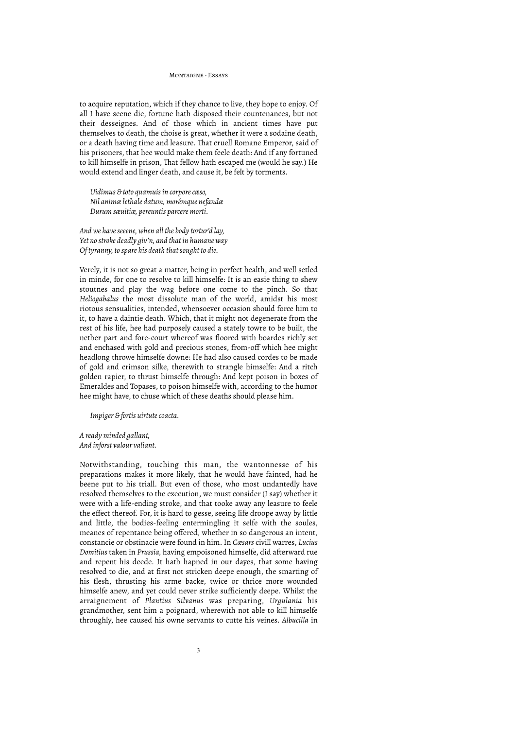to acquire reputation, which if they chance to live, they hope to enjoy. Of all I have seene die, fortune hath disposed their countenances, but not their desseignes. And of those which in ancient times have put themselves to death, the choise is great, whether it were a sodaine death, or a death having time and leasure. That cruell Romane Emperor, said of his prisoners, that hee would make them feele death: And if any fortuned to kill himselfe in prison, That fellow hath escaped me (would he say.) He would extend and linger death, and cause it, be felt by torments.

> *Uidimus & toto quamuis in corpore cæso,*
> *Nil animæ lethale datum, morémque nefandæ*
> *Durum sæuitiæ, pereuntis parcere morti.*

*And we have seeene, when all the body tortur'd lay,*
*Yet no stroke deadly giv'n, and that in humane way*
*Of tyranny, to spare his death that sought to die.*

Verely, it is not so great a matter, being in perfect health, and well setled in minde, for one to resolve to kill himselfe: It is an easie thing to shew stoutnes and play the wag before one come to the pinch. So that *Heliogabalus* the most dissolute man of the world, amidst his most riotous sensualities, intended, whensoever occasion should force him to it, to have a daintie death. Which, that it might not degenerate from the rest of his life, hee had purposely caused a stately towre to be built, the nether part and fore-court whereof was floored with boardes richly set and enchased with gold and precious stones, from-off which hee might headlong throwe himselfe downe: He had also caused cordes to be made of gold and crimson silke, therewith to strangle himselfe: And a ritch golden rapier, to thrust himselfe through: And kept poison in boxes of Emeraldes and Topases, to poison himselfe with, according to the humor hee might have, to chuse which of these deaths should please him.

> *Impiger & fortis uirtute coacta.*

*A ready minded gallant,*
*And inforst valour valiant.*

Notwithstanding, touching this man, the wantonnesse of his preparations makes it more likely, that he would have fainted, had he beene put to his triall. But even of those, who most undantedly have resolved themselves to the execution, we must consider (I say) whether it were with a life-ending stroke, and that tooke away any leasure to feele the effect thereof. For, it is hard to gesse, seeing life droope away by little and little, the bodies-feeling entermingling it selfe with the soules, meanes of repentance being offered, whether in so dangerous an intent, constancie or obstinacie were found in him. In *Cæsars* civill warres, *Lucius Domitius* taken in *Prussia*, having empoisoned himselfe, did afterward rue and repent his deede. It hath hapned in our dayes, that some having resolved to die, and at first not stricken deepe enough, the smarting of his flesh, thrusting his arme backe, twice or thrice more wounded himselfe anew, and yet could never strike sufficiently deepe. Whilst the arraignement of *Plantius Silvanus* was preparing, *Urgulania* his grandmother, sent him a poignard, wherewith not able to kill himselfe throughly, hee caused his owne servants to cutte his veines. *Albucilla* in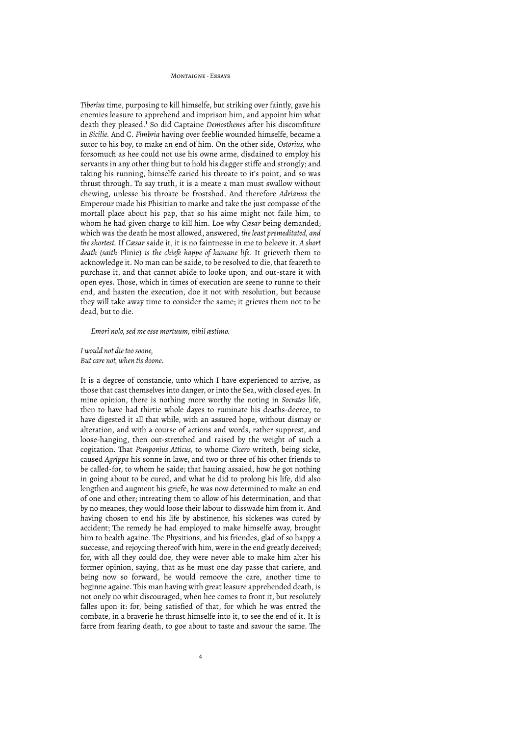*Tiberius* time, purposing to kill himselfe, but striking over faintly, gave his enemies leasure to apprehend and imprison him, and appoint him what death they pleased.[1] So did Captaine *Demosthenes* after his discomfiture in *Sicilie*. And C. *Fimbria* having over feeblie wounded himselfe, became a sutor to his boy, to make an end of him. On the other side, *Ostorius*, who forsomuch as hee could not use his owne arme, disdained to employ his servants in any other thing but to hold his dagger stiffe and strongly; and taking his running, himselfe caried his throate to it's point, and so was thrust through. To say truth, it is a meate a man must swallow without chewing, unlesse his throate be frostshod. And therefore *Adrianus* the Emperour made his Phisitian to marke and take the just compasse of the mortall place about his pap, that so his aime might not faile him, to whom he had given charge to kill him. Loe why *Cæsar* being demanded; which was the death he most allowed, answered, *the least premeditated, and the shortest*. If *Cæsar* saide it, it is no faintnesse in me to beleeve it. *A short death (saith* Plinie) *is the chiefe happe of humane life.* It grieveth them to acknowledge it. No man can be saide, to be resolved to die, that feareth to purchase it, and that cannot abide to looke upon, and out-stare it with open eyes. Those, which in times of execution are seene to runne to their end, and hasten the execution, doe it not with resolution, but because they will take away time to consider the same; it grieves them not to be dead, but to die.

> *Emori nolo, sed me esse mortuum, nihil æstimo.*

*I would not die too soone,*
*But care not, when tis doone.*

It is a degree of constancie, unto which I have experienced to arrive, as those that cast themselves into danger, or into the Sea, with closed eyes. In mine opinion, there is nothing more worthy the noting in *Socrates* life, then to have had thirtie whole dayes to ruminate his deaths-decree, to have digested it all that while, with an assured hope, without dismay or alteration, and with a course of actions and words, rather supprest, and loose-hanging, then out-stretched and raised by the weight of such a cogitation. That *Pomponius Atticus*, to whome *Cicero* writeth, being sicke, caused *Agrippa* his sonne in lawe, and two or three of his other friends to be called-for, to whom he saide; that hauing assaied, how he got nothing in going about to be cured, and what he did to prolong his life, did also lengthen and augment his griefe, he was now determined to make an end of one and other; intreating them to allow of his determination, and that by no meanes, they would loose their labour to disswade him from it. And having chosen to end his life by abstinence, his sickenes was cured by accident; The remedy he had employed to make himselfe away, brought him to health againe. The Physitions, and his friendes, glad of so happy a successe, and rejoycing thereof with him, were in the end greatly deceived; for, with all they could doe, they were never able to make him alter his former opinion, saying, that as he must one day passe that cariere, and being now so forward, he would remoove the care, another time to beginne againe. This man having with great leasure apprehended death, is not onely no whit discouraged, when hee comes to front it, but resolutely falles upon it: for, being satisfied of that, for which he was entred the combate, in a braverie he thrust himselfe into it, to see the end of it. It is farre from fearing death, to goe about to taste and savour the same. The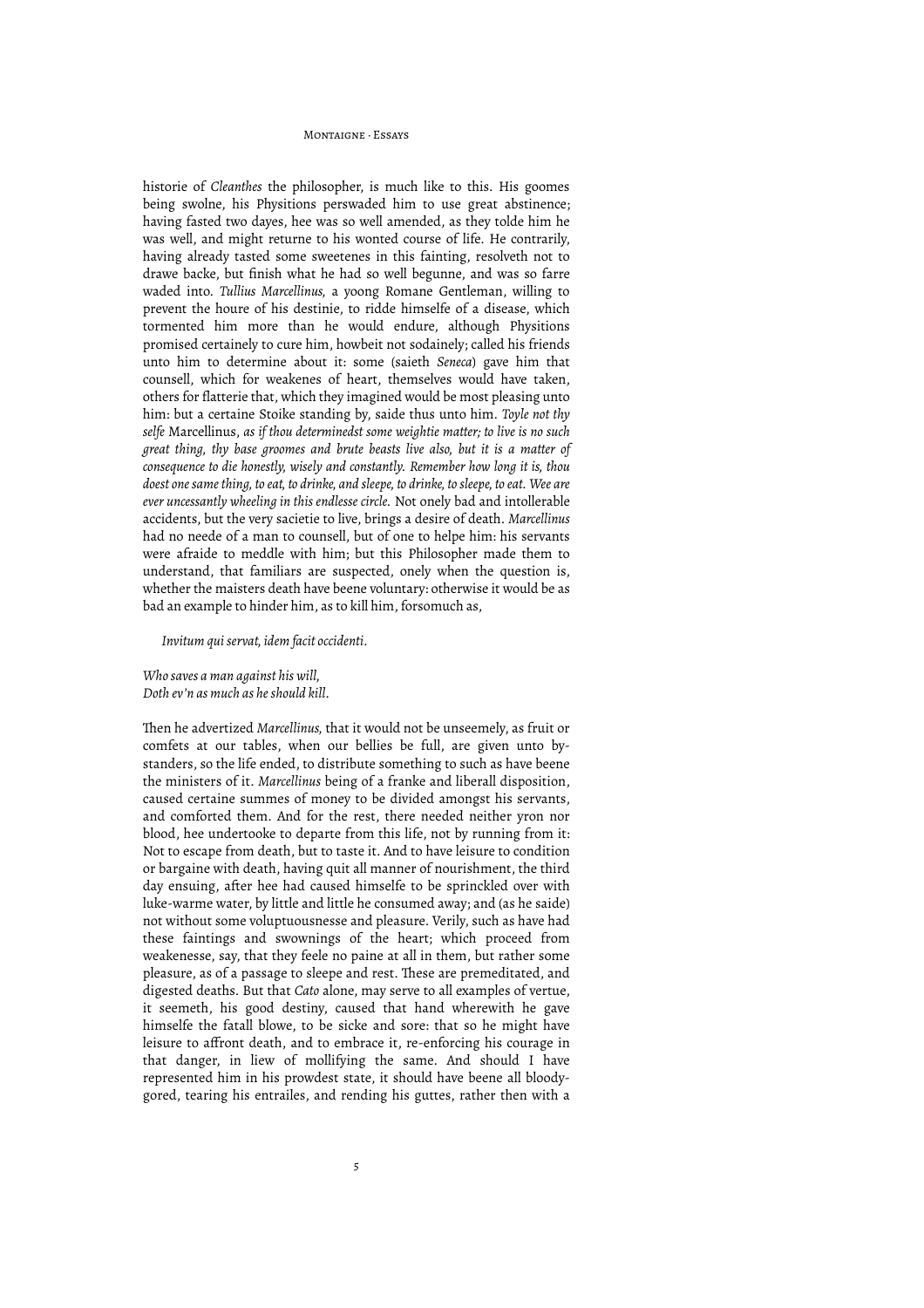historie of *Cleanthes* the philosopher, is much like to this. His goomes being swolne, his Physitions perswaded him to use great abstinence; having fasted two dayes, hee was so well amended, as they tolde him he was well, and might returne to his wonted course of life. He contrarily, having already tasted some sweetenes in this fainting, resolveth not to drawe backe, but finish what he had so well begunne, and was so farre waded into. *Tullius Marcellinus*, a yoong Romane Gentleman, willing to prevent the houre of his destinie, to ridde himselfe of a disease, which tormented him more than he would endure, although Physitions promised certainely to cure him, howbeit not sodainely; called his friends unto him to determine about it: some (saieth *Seneca*) gave him that counsell, which for weakenes of heart, themselves would have taken, others for flatterie that, which they imagined would be most pleasing unto him: but a certaine Stoike standing by, saide thus unto him. *Toyle not thy selfe* Marcellinus, *as if thou determinedst some weightie matter; to live is no such great thing, thy base groomes and brute beasts live also, but it is a matter of consequence to die honestly, wisely and constantly. Remember how long it is, thou doest one same thing, to eat, to drinke, and sleepe, to drinke, to sleepe, to eat. Wee are ever uncessantly wheeling in this endlesse circle.* Not onely bad and intollerable accidents, but the very sacietie to live, brings a desire of death. *Marcellinus* had no neede of a man to counsell, but of one to helpe him: his servants were afraide to meddle with him; but this Philosopher made them to understand, that familiars are suspected, onely when the question is, whether the maisters death have beene voluntary: otherwise it would be as bad an example to hinder him, as to kill him, forsomuch as,

*Invitum qui servat, idem facit occidenti.*

*Who saves a man against his will,*  
*Doth ev'n as much as he should kill.*

Then he advertized *Marcellinus*, that it would not be unseemely, as fruit or comfets at our tables, when our bellies be full, are given unto by-standers, so the life ended, to distribute something to such as have beene the ministers of it. *Marcellinus* being of a franke and liberall disposition, caused certaine summes of money to be divided amongst his servants, and comforted them. And for the rest, there needed neither yron nor blood, hee undertooke to departe from this life, not by running from it: Not to escape from death, but to taste it. And to have leisure to condition or bargaine with death, having quit all manner of nourishment, the third day ensuing, after hee had caused himselfe to be sprinckled over with luke-warme water, by little and little he consumed away; and (as he saide) not without some voluptuousnesse and pleasure. Verily, such as have had these faintings and swownings of the heart; which proceed from weakenesse, say, that they feele no paine at all in them, but rather some pleasure, as of a passage to sleepe and rest. These are premeditated, and digested deaths. But that *Cato* alone, may serve to all examples of vertue, it seemeth, his good destiny, caused that hand wherewith he gave himselfe the fatall blowe, to be sicke and sore: that so he might have leisure to affront death, and to embrace it, re-enforcing his courage in that danger, in liew of mollifying the same. And should I have represented him in his prowdest state, it should have beene all bloody-gored, tearing his entrailes, and rending his guttes, rather then with a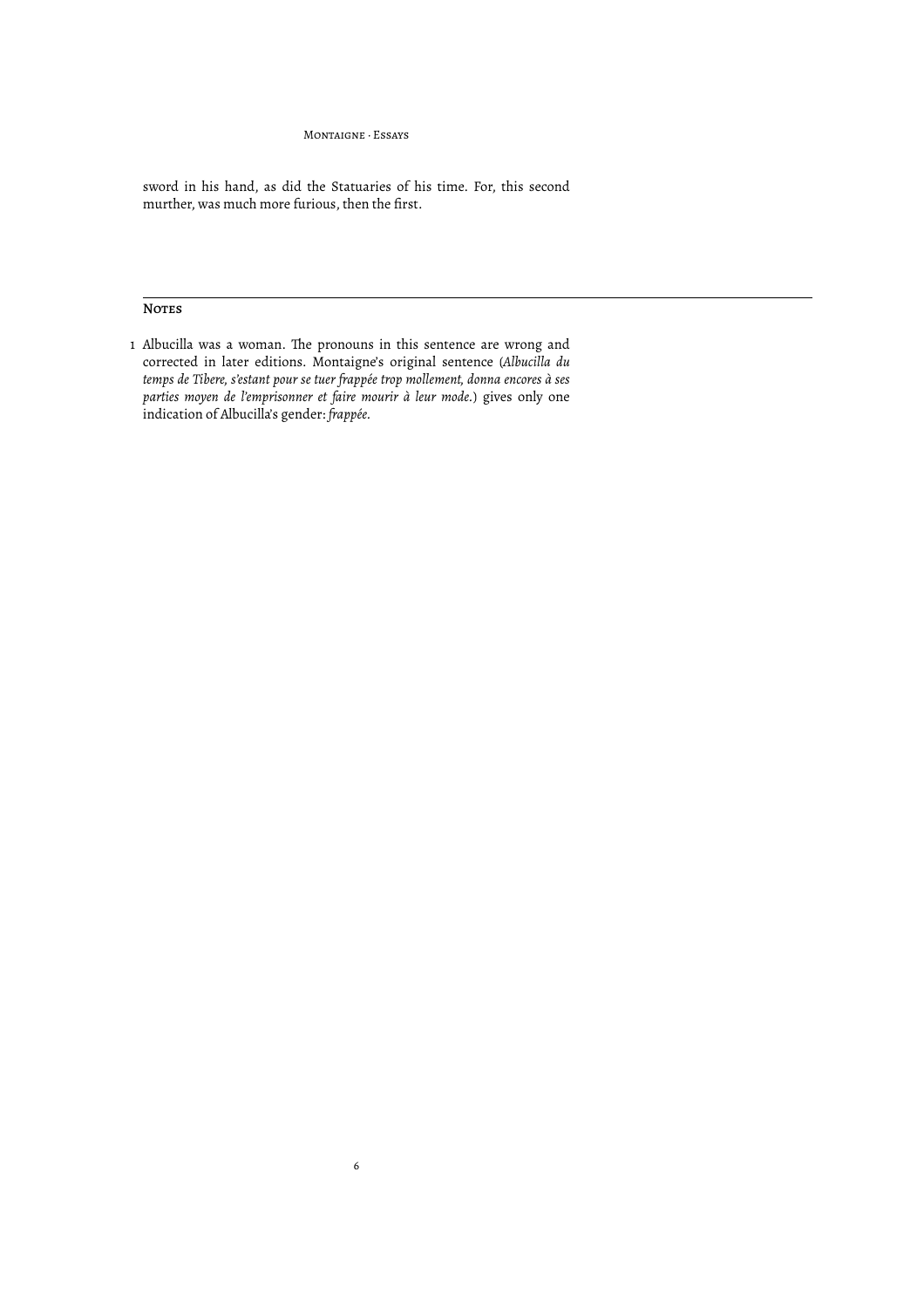sword in his hand, as did the Statuaries of his time. For, this second murther, was much more furious, then the first.

---

**Notes**

1 Albucilla was a woman. The pronouns in this sentence are wrong and corrected in later editions. Montaigne's original sentence (*Albucilla du temps de Tibere, s'estant pour se tuer frappée trop mollement, donna encores à ses parties moyen de l'emprisonner et faire mourir à leur mode.*) gives only one indication of Albucilla's gender: *frappée*.